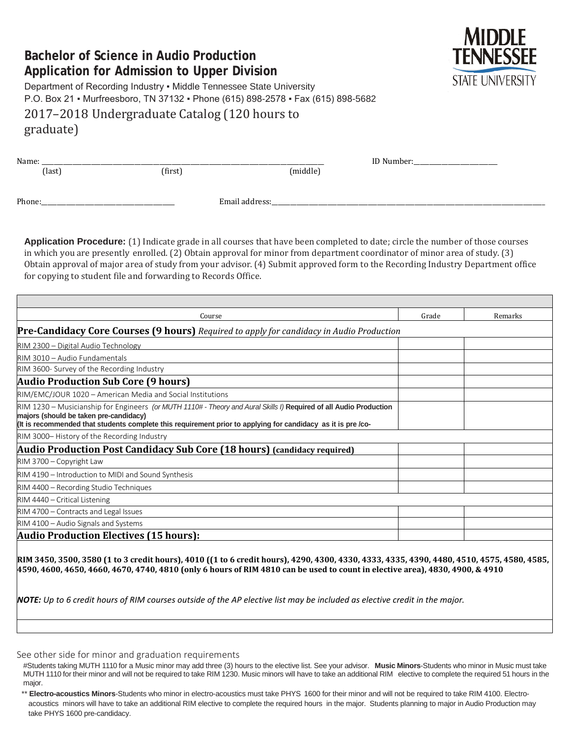## Bachelor of Science in Audio Production
## Application for Admission to Upper Division

Department of Recording Industry ▪ Middle Tennessee State University
P.O. Box 21 ▪ Murfreesboro, TN 37132 ▪ Phone (615) 898-2578 ▪ Fax (615) 898-5682

2017–2018 Undergraduate Catalog (120 hours to graduate)

MIDDLE TENNESSEE STATE UNIVERSITY

Name: ______________________________________________ ID Number: ____________________
(last) (first) (middle)

Phone: ______________________ Email address: ______________________________________________

**Application Procedure:** (1) Indicate grade in all courses that have been completed to date; circle the number of those courses in which you are presently enrolled. (2) Obtain approval for minor from department coordinator of minor area of study. (3) Obtain approval of major area of study from your advisor. (4) Submit approved form to the Recording Industry Department office for copying to student file and forwarding to Records Office.

| Course | Grade | Remarks |
|---|---|---|
| **Pre-Candidacy Core Courses (9 hours)** *Required to apply for candidacy in Audio Production* | | |
| RIM 2300 – Digital Audio Technology | | |
| RIM 3010 – Audio Fundamentals | | |
| RIM 3600- Survey of the Recording Industry | | |
| **Audio Production Sub Core (9 hours)** | | |
| RIM/EMC/JOUR 1020 – American Media and Social Institutions | | |
| RIM 1230 – Musicianship for Engineers *(or MUTH 1110# - Theory and Aural Skills I)* **Required of all Audio Production majors (should be taken pre-candidacy) (It is recommended that students complete this requirement prior to applying for candidacy as it is pre /co-** | | |
| RIM 3000– History of the Recording Industry | | |
| **Audio Production Post Candidacy Sub Core (18 hours) (candidacy required)** | | |
| RIM 3700 – Copyright Law | | |
| RIM 4190 – Introduction to MIDI and Sound Synthesis | | |
| RIM 4400 – Recording Studio Techniques | | |
| RIM 4440 – Critical Listening | | |
| RIM 4700 – Contracts and Legal Issues | | |
| RIM 4100 – Audio Signals and Systems | | |
| **Audio Production Electives (15 hours):** | | |

**RIM 3450, 3500, 3580 (1 to 3 credit hours), 4010 ((1 to 6 credit hours), 4290, 4300, 4330, 4333, 4335, 4390, 4480, 4510, 4575, 4580, 4585, 4590, 4600, 4650, 4660, 4670, 4740, 4810 (only 6 hours of RIM 4810 can be used to count in elective area), 4830, 4900, & 4910**

***NOTE:*** *Up to 6 credit hours of RIM courses outside of the AP elective list may be included as elective credit in the major.*

See other side for minor and graduation requirements

#Students taking MUTH 1110 for a Music minor may add three (3) hours to the elective list. See your advisor. **Music Minors**-Students who minor in Music must take MUTH 1110 for their minor and will not be required to take RIM 1230. Music minors will have to take an additional RIM elective to complete the required 51 hours in the major.

** **Electro-acoustics Minors**-Students who minor in electro-acoustics must take PHYS 1600 for their minor and will not be required to take RIM 4100. Electro-acoustics minors will have to take an additional RIM elective to complete the required hours in the major. Students planning to major in Audio Production may take PHYS 1600 pre-candidacy.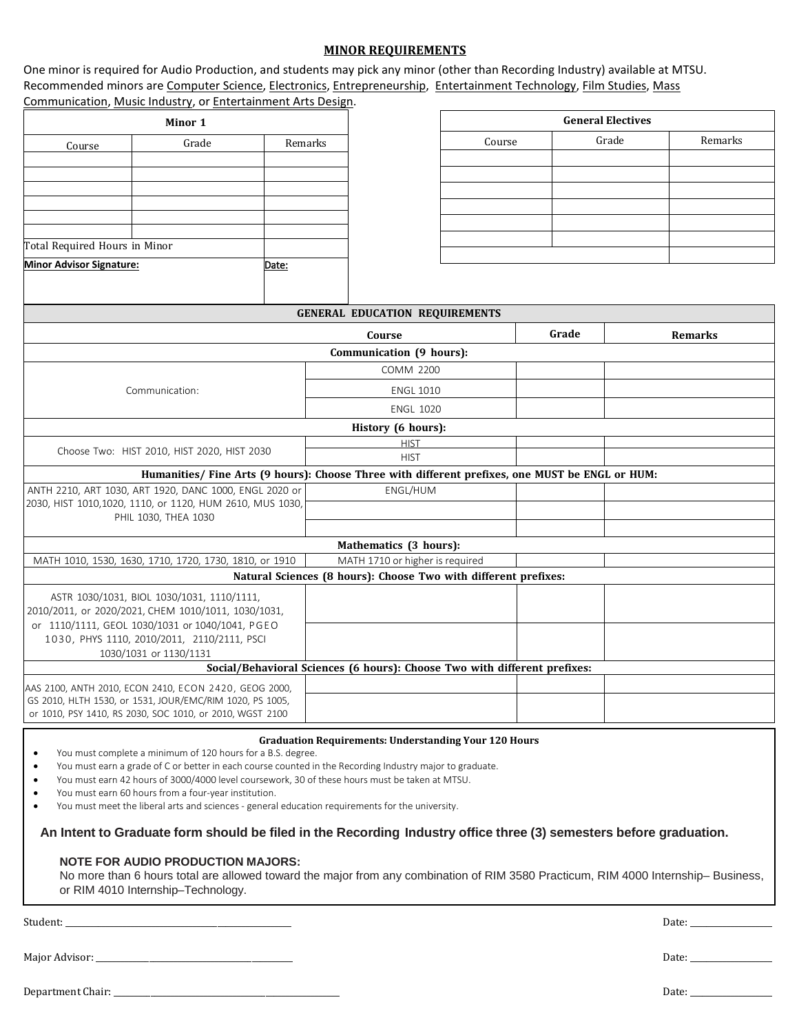## MINOR REQUIREMENTS

One minor is required for Audio Production, and students may pick any minor (other than Recording Industry) available at MTSU. Recommended minors are Computer Science, Electronics, Entrepreneurship, Entertainment Technology, Film Studies, Mass Communication, Music Industry, or Entertainment Arts Design.

| Minor 1 | | |
|---|---|---|
| Course | Grade | Remarks |
| | | |
| | | |
| | | |
| | | |
| | | |
| | | |
| Total Required Hours in Minor | | |
| **Minor Advisor Signature:** | | **Date:** |

| General Electives | | |
|---|---|---|
| Course | Grade | Remarks |
| | | |
| | | |
| | | |
| | | |
| | | |
| | | |
| | | |

| GENERAL EDUCATION REQUIREMENTS | | | |
|---|---|---|---|
| | **Course** | **Grade** | **Remarks** |
| **Communication (9 hours):** | | | |
| Communication: | COMM 2200 | | |
| | ENGL 1010 | | |
| | ENGL 1020 | | |
| **History (6 hours):** | | | |
| Choose Two: HIST 2010, HIST 2020, HIST 2030 | HIST | | |
| | HIST | | |
| **Humanities/ Fine Arts (9 hours): Choose Three with different prefixes, one MUST be ENGL or HUM:** | | | |
| ANTH 2210, ART 1030, ART 1920, DANC 1000, ENGL 2020 or 2030, HIST 1010,1020, 1110, or 1120, HUM 2610, MUS 1030, PHIL 1030, THEA 1030 | ENGL/HUM | | |
| | | | |
| | | | |
| **Mathematics (3 hours):** | | | |
| MATH 1010, 1530, 1630, 1710, 1720, 1730, 1810, or 1910 | MATH 1710 or higher is required | | |
| **Natural Sciences (8 hours): Choose Two with different prefixes:** | | | |
| ASTR 1030/1031, BIOL 1030/1031, 1110/1111, 2010/2011, or 2020/2021, CHEM 1010/1011, 1030/1031, or 1110/1111, GEOL 1030/1031 or 1040/1041, PGEO 1030, PHYS 1110, 2010/2011, 2110/2111, PSCI 1030/1031 or 1130/1131 | | | |
| | | | |
| **Social/Behavioral Sciences (6 hours): Choose Two with different prefixes:** | | | |
| AAS 2100, ANTH 2010, ECON 2410, ECON 2420, GEOG 2000, GS 2010, HLTH 1530, or 1531, JOUR/EMC/RIM 1020, PS 1005, or 1010, PSY 1410, RS 2030, SOC 1010, or 2010, WGST 2100 | | | |
| | | | |

**Graduation Requirements: Understanding Your 120 Hours**

- You must complete a minimum of 120 hours for a B.S. degree.
- You must earn a grade of C or better in each course counted in the Recording Industry major to graduate.
- You must earn 42 hours of 3000/4000 level coursework, 30 of these hours must be taken at MTSU.
- You must earn 60 hours from a four-year institution.
- You must meet the liberal arts and sciences - general education requirements for the university.

**An Intent to Graduate form should be filed in the Recording Industry office three (3) semesters before graduation.**

**NOTE FOR AUDIO PRODUCTION MAJORS:**
No more than 6 hours total are allowed toward the major from any combination of RIM 3580 Practicum, RIM 4000 Internship– Business, or RIM 4010 Internship–Technology.

Student: ______________________ Date: __________

Major Advisor: ______________________ Date: __________

Department Chair: ______________________ Date: __________